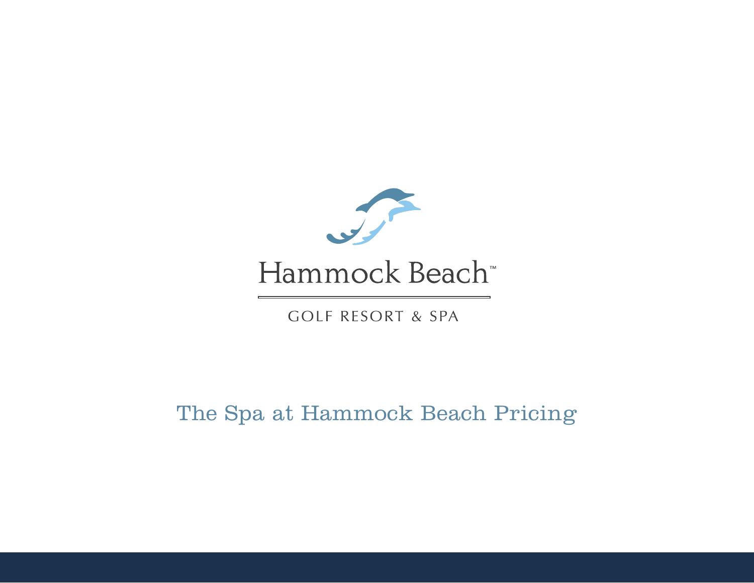Hammock Beach™

GOLF RESORT & SPA

# The Spa at Hammock Beach Pricing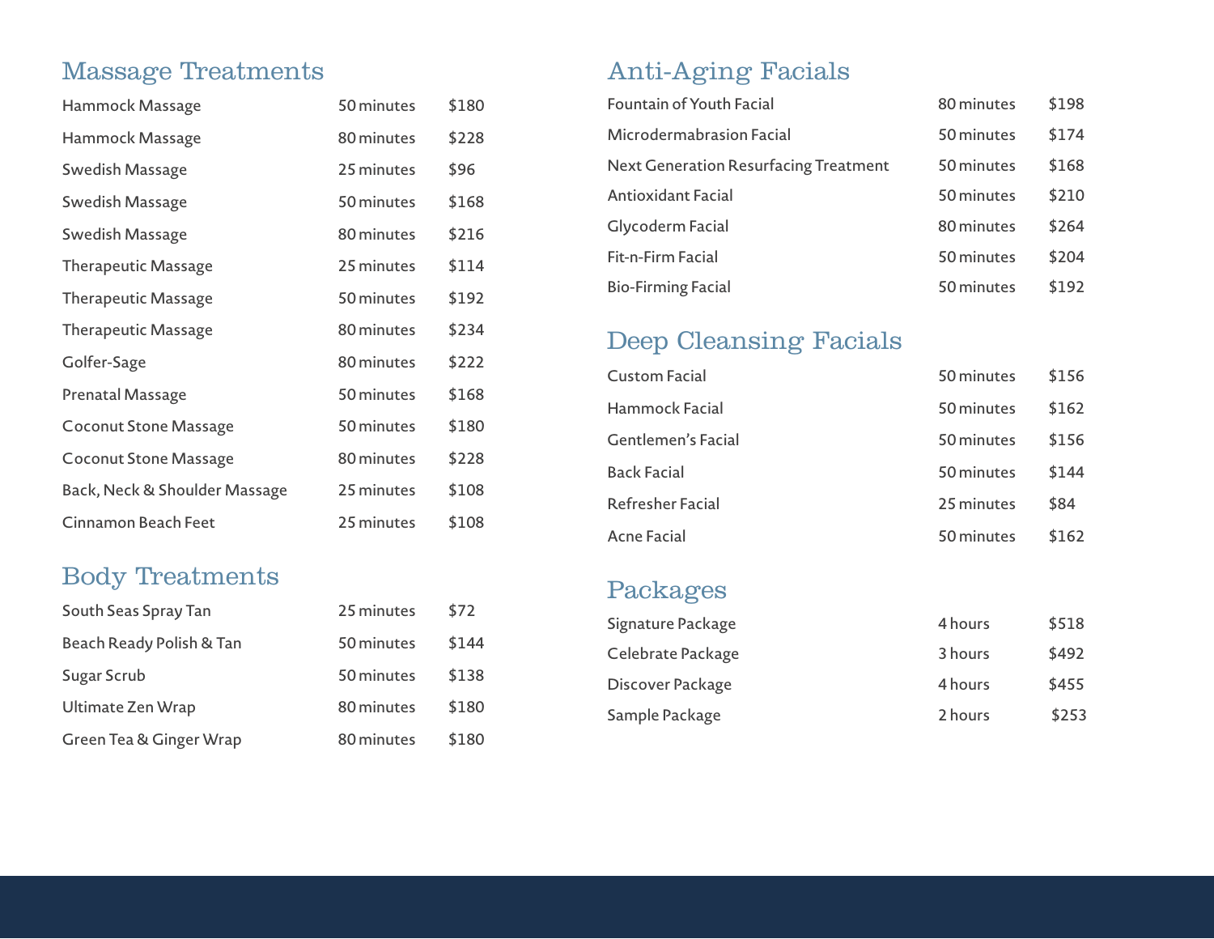## Massage Treatments

| Treatment | Duration | Price |
|---|---|---|
| Hammock Massage | 50 minutes | $180 |
| Hammock Massage | 80 minutes | $228 |
| Swedish Massage | 25 minutes | $96 |
| Swedish Massage | 50 minutes | $168 |
| Swedish Massage | 80 minutes | $216 |
| Therapeutic Massage | 25 minutes | $114 |
| Therapeutic Massage | 50 minutes | $192 |
| Therapeutic Massage | 80 minutes | $234 |
| Golfer-Sage | 80 minutes | $222 |
| Prenatal Massage | 50 minutes | $168 |
| Coconut Stone Massage | 50 minutes | $180 |
| Coconut Stone Massage | 80 minutes | $228 |
| Back, Neck & Shoulder Massage | 25 minutes | $108 |
| Cinnamon Beach Feet | 25 minutes | $108 |

## Body Treatments

| Treatment | Duration | Price |
|---|---|---|
| South Seas Spray Tan | 25 minutes | $72 |
| Beach Ready Polish & Tan | 50 minutes | $144 |
| Sugar Scrub | 50 minutes | $138 |
| Ultimate Zen Wrap | 80 minutes | $180 |
| Green Tea & Ginger Wrap | 80 minutes | $180 |

## Anti-Aging Facials

| Treatment | Duration | Price |
|---|---|---|
| Fountain of Youth Facial | 80 minutes | $198 |
| Microdermabrasion Facial | 50 minutes | $174 |
| Next Generation Resurfacing Treatment | 50 minutes | $168 |
| Antioxidant Facial | 50 minutes | $210 |
| Glycoderm Facial | 80 minutes | $264 |
| Fit-n-Firm Facial | 50 minutes | $204 |
| Bio-Firming Facial | 50 minutes | $192 |

## Deep Cleansing Facials

| Treatment | Duration | Price |
|---|---|---|
| Custom Facial | 50 minutes | $156 |
| Hammock Facial | 50 minutes | $162 |
| Gentlemen's Facial | 50 minutes | $156 |
| Back Facial | 50 minutes | $144 |
| Refresher Facial | 25 minutes | $84 |
| Acne Facial | 50 minutes | $162 |

## Packages

| Package | Duration | Price |
|---|---|---|
| Signature Package | 4 hours | $518 |
| Celebrate Package | 3 hours | $492 |
| Discover Package | 4 hours | $455 |
| Sample Package | 2 hours | $253 |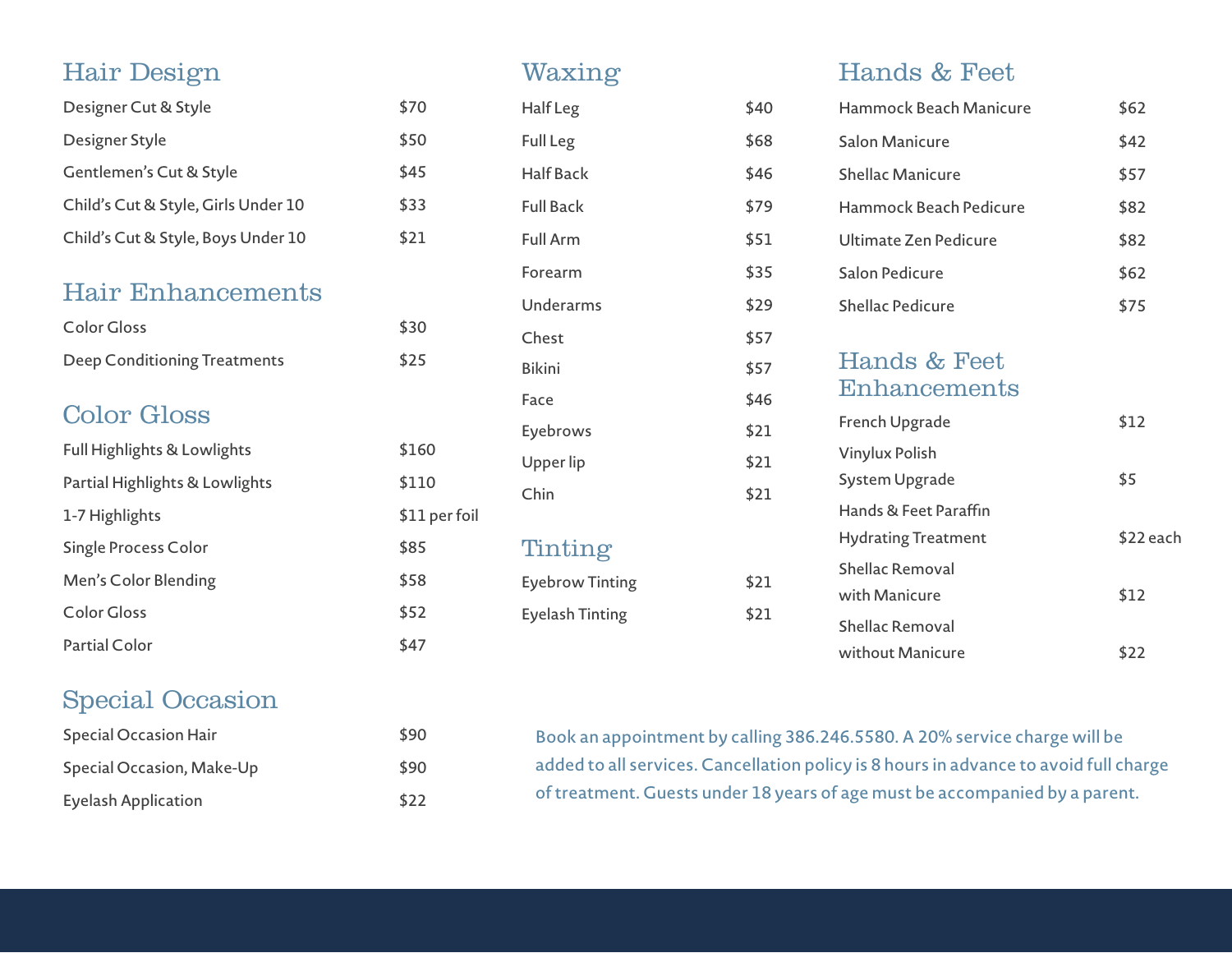## Hair Design

| | |
|---|---|
| Designer Cut & Style | $70 |
| Designer Style | $50 |
| Gentlemen's Cut & Style | $45 |
| Child's Cut & Style, Girls Under 10 | $33 |
| Child's Cut & Style, Boys Under 10 | $21 |

## Hair Enhancements

| | |
|---|---|
| Color Gloss | $30 |
| Deep Conditioning Treatments | $25 |

## Color Gloss

| | |
|---|---|
| Full Highlights & Lowlights | $160 |
| Partial Highlights & Lowlights | $110 |
| 1-7 Highlights | $11 per foil |
| Single Process Color | $85 |
| Men's Color Blending | $58 |
| Color Gloss | $52 |
| Partial Color | $47 |

## Special Occasion

| | |
|---|---|
| Special Occasion Hair | $90 |
| Special Occasion, Make-Up | $90 |
| Eyelash Application | $22 |

## Waxing

| | |
|---|---|
| Half Leg | $40 |
| Full Leg | $68 |
| Half Back | $46 |
| Full Back | $79 |
| Full Arm | $51 |
| Forearm | $35 |
| Underarms | $29 |
| Chest | $57 |
| Bikini | $57 |
| Face | $46 |
| Eyebrows | $21 |
| Upper lip | $21 |
| Chin | $21 |

## Tinting

| | |
|---|---|
| Eyebrow Tinting | $21 |
| Eyelash Tinting | $21 |

## Hands & Feet

| | |
|---|---|
| Hammock Beach Manicure | $62 |
| Salon Manicure | $42 |
| Shellac Manicure | $57 |
| Hammock Beach Pedicure | $82 |
| Ultimate Zen Pedicure | $82 |
| Salon Pedicure | $62 |
| Shellac Pedicure | $75 |

## Hands & Feet Enhancements

| | |
|---|---|
| French Upgrade | $12 |
| Vinylux Polish System Upgrade | $5 |
| Hands & Feet Paraffin Hydrating Treatment | $22 each |
| Shellac Removal with Manicure | $12 |
| Shellac Removal without Manicure | $22 |

Book an appointment by calling 386.246.5580. A 20% service charge will be added to all services. Cancellation policy is 8 hours in advance to avoid full charge of treatment. Guests under 18 years of age must be accompanied by a parent.